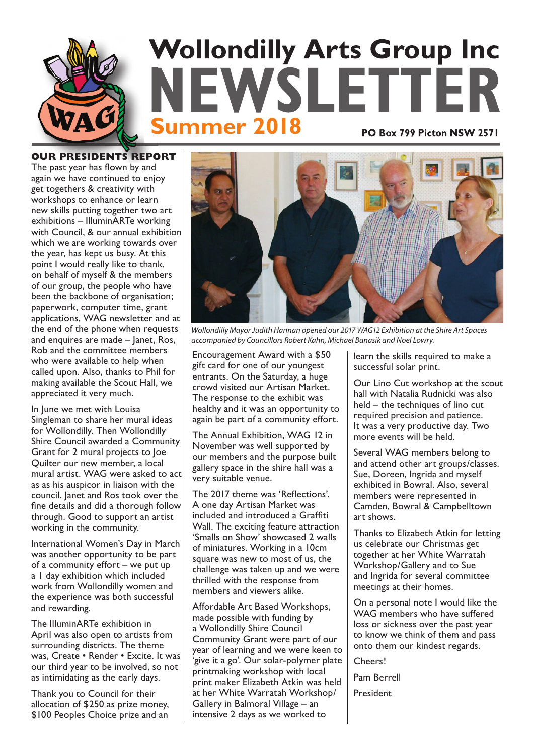# Wollondilly Arts Group Inc NEWSLETTER

## Summer 2018

PO Box 799 Picton NSW 2571

### OUR PRESIDENTS REPORT

The past year has flown by and again we have continued to enjoy get togethers & creativity with workshops to enhance or learn new skills putting together two art exhibitions – IlluminARTe working with Council, & our annual exhibition which we are working towards over the year, has kept us busy. At this point I would really like to thank, on behalf of myself & the members of our group, the people who have been the backbone of organisation; paperwork, computer time, grant applications, WAG newsletter and at the end of the phone when requests and enquires are made – Janet, Ros, Rob and the committee members who were available to help when called upon. Also, thanks to Phil for making available the Scout Hall, we appreciated it very much.

In June we met with Louisa Singleman to share her mural ideas for Wollondilly. Then Wollondilly Shire Council awarded a Community Grant for 2 mural projects to Joe Quilter our new member, a local mural artist. WAG were asked to act as as his auspicor in liaison with the council. Janet and Ros took over the fine details and did a thorough follow through. Good to support an artist working in the community.

International Women's Day in March was another opportunity to be part of a community effort – we put up a 1 day exhibition which included work from Wollondilly women and the experience was both successful and rewarding.

The IlluminARTe exhibition in April was also open to artists from surrounding districts. The theme was, Create • Render • Excite. It was our third year to be involved, so not as intimidating as the early days.

Thank you to Council for their allocation of $250 as prize money, $100 Peoples Choice prize and an Encouragement Award with a $50 gift card for one of our youngest entrants. On the Saturday, a huge crowd visited our Artisan Market. The response to the exhibit was healthy and it was an opportunity to again be part of a community effort.

*Wollondilly Mayor Judith Hannan opened our 2017 WAG12 Exhibition at the Shire Art Spaces accompanied by Councillors Robert Kahn, Michael Banasik and Noel Lowry.*

The Annual Exhibition, WAG 12 in November was well supported by our members and the purpose built gallery space in the shire hall was a very suitable venue.

The 2017 theme was 'Reflections'. A one day Artisan Market was included and introduced a Graffiti Wall. The exciting feature attraction 'Smalls on Show' showcased 2 walls of miniatures. Working in a 10cm square was new to most of us, the challenge was taken up and we were thrilled with the response from members and viewers alike.

Affordable Art Based Workshops, made possible with funding by a Wollondilly Shire Council Community Grant were part of our year of learning and we were keen to 'give it a go'. Our solar-polymer plate printmaking workshop with local print maker Elizabeth Atkin was held at her White Warratah Workshop/ Gallery in Balmoral Village – an intensive 2 days as we worked to learn the skills required to make a successful solar print.

Our Lino Cut workshop at the scout hall with Natalia Rudnicki was also held – the techniques of lino cut required precision and patience. It was a very productive day. Two more events will be held.

Several WAG members belong to and attend other art groups/classes. Sue, Doreen, Ingrida and myself exhibited in Bowral. Also, several members were represented in Camden, Bowral & Campbelltown art shows.

Thanks to Elizabeth Atkin for letting us celebrate our Christmas get together at her White Warratah Workshop/Gallery and to Sue and Ingrida for several committee meetings at their homes.

On a personal note I would like the WAG members who have suffered loss or sickness over the past year to know we think of them and pass onto them our kindest regards.

Cheers!

Pam Berrell

President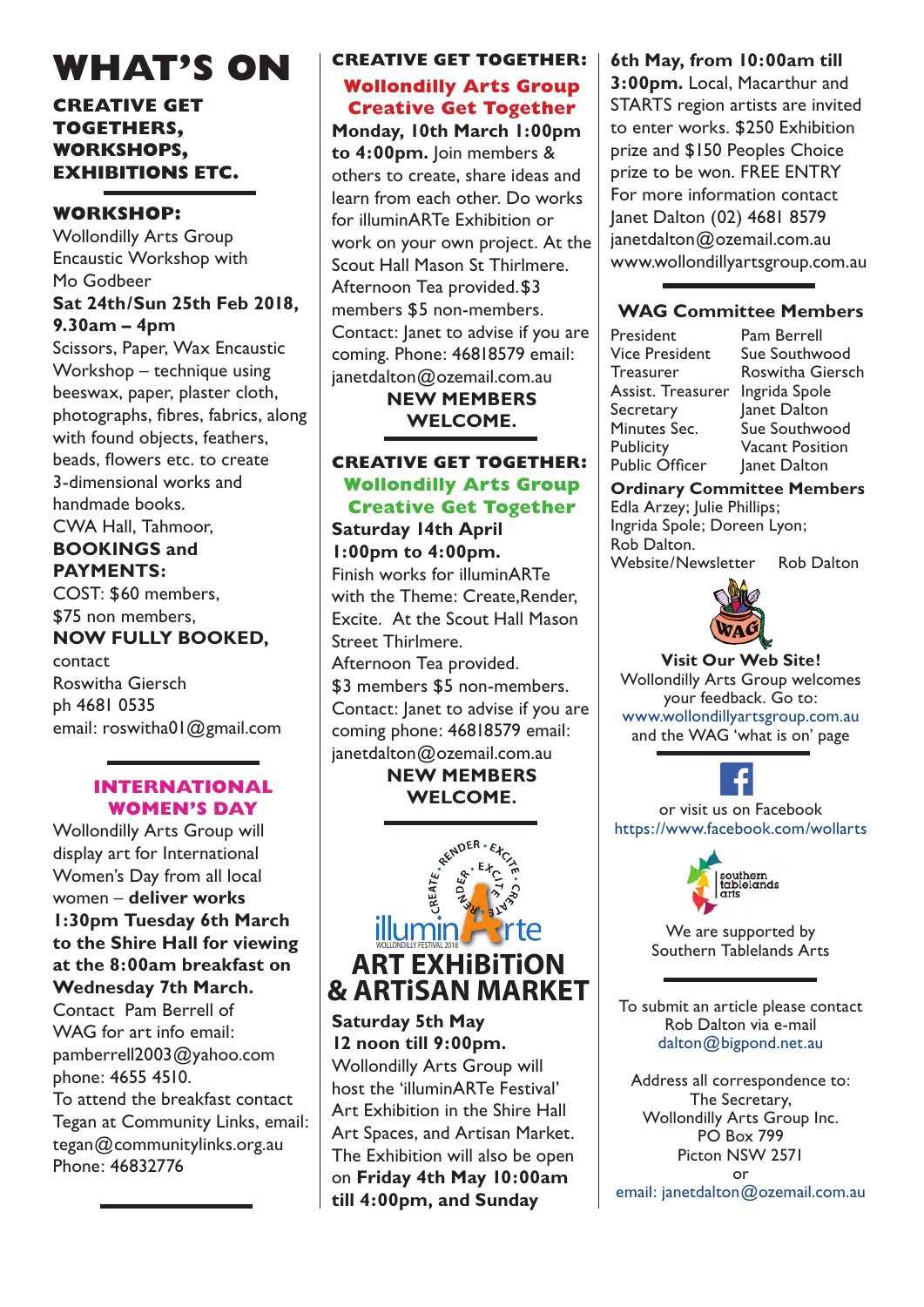# WHAT'S ON

## CREATIVE GET TOGETHERS, WORKSHOPS, EXHIBITIONS ETC.

### WORKSHOP:

Wollondilly Arts Group Encaustic Workshop with Mo Godbeer

**Sat 24th/Sun 25th Feb 2018, 9.30am – 4pm**

Scissors, Paper, Wax Encaustic Workshop – technique using beeswax, paper, plaster cloth, photographs, fibres, fabrics, along with found objects, feathers, beads, flowers etc. to create 3-dimensional works and handmade books.

CWA Hall, Tahmoor,

**BOOKINGS and PAYMENTS:**

COST: $60 members, $75 non members,

**NOW FULLY BOOKED,** contact Roswitha Giersch ph 4681 0535 email: roswitha01@gmail.com

### INTERNATIONAL WOMEN'S DAY

Wollondilly Arts Group will display art for International Women's Day from all local women – **deliver works 1:30pm Tuesday 6th March to the Shire Hall for viewing at the 8:00am breakfast on Wednesday 7th March.**

Contact Pam Berrell of WAG for art info email: pamberrell2003@yahoo.com phone: 4655 4510.

To attend the breakfast contact Tegan at Community Links, email: tegan@communitylinks.org.au Phone: 46832776

### CREATIVE GET TOGETHER:

**Wollondilly Arts Group Creative Get Together**

**Monday, 10th March 1:00pm to 4:00pm.** Join members & others to create, share ideas and learn from each other. Do works for illuminARTe Exhibition or work on your own project. At the Scout Hall Mason St Thirlmere. Afternoon Tea provided.$3 members $5 non-members. Contact: Janet to advise if you are coming. Phone: 46818579 email: janetdalton@ozemail.com.au

**NEW MEMBERS WELCOME.**

### CREATIVE GET TOGETHER:

**Wollondilly Arts Group Creative Get Together**

**Saturday 14th April 1:00pm to 4:00pm.**

Finish works for illuminARTe with the Theme: Create,Render, Excite. At the Scout Hall Mason Street Thirlmere.

Afternoon Tea provided.

$3 members $5 non-members.

Contact: Janet to advise if you are coming phone: 46818579 email: janetdalton@ozemail.com.au

**NEW MEMBERS WELCOME.**

illuminArte
WOLLONDILLY FESTIVAL 2018
RENDER • EXCITE • CREATE

### ART EXHiBiTiON & ARTiSAN MARKET

**Saturday 5th May 12 noon till 9:00pm.**

Wollondilly Arts Group will host the 'illuminARTe Festival' Art Exhibition in the Shire Hall Art Spaces, and Artisan Market. The Exhibition will also be open on **Friday 4th May 10:00am till 4:00pm, and Sunday 6th May, from 10:00am till 3:00pm.** Local, Macarthur and STARTS region artists are invited to enter works. $250 Exhibition prize and $150 Peoples Choice prize to be won. FREE ENTRY For more information contact Janet Dalton (02) 4681 8579 janetdalton@ozemail.com.au www.wollondillyartsgroup.com.au

### WAG Committee Members

| | |
|---|---|
| President | Pam Berrell |
| Vice President | Sue Southwood |
| Treasurer | Roswitha Giersch |
| Assist. Treasurer | Ingrida Spole |
| Secretary | Janet Dalton |
| Minutes Sec. | Sue Southwood |
| Publicity | Vacant Position |
| Public Officer | Janet Dalton |

**Ordinary Committee Members**

Edla Arzey; Julie Phillips; Ingrida Spole; Doreen Lyon; Rob Dalton.

Website/Newsletter Rob Dalton

**Visit Our Web Site!**

Wollondilly Arts Group welcomes your feedback. Go to: www.wollondillyartsgroup.com.au and the WAG 'what is on' page

or visit us on Facebook https://www.facebook.com/wollarts

We are supported by Southern Tablelands Arts

To submit an article please contact Rob Dalton via e-mail dalton@bigpond.net.au

Address all correspondence to:
The Secretary,
Wollondilly Arts Group Inc.
PO Box 799
Picton NSW 2571
or
email: janetdalton@ozemail.com.au